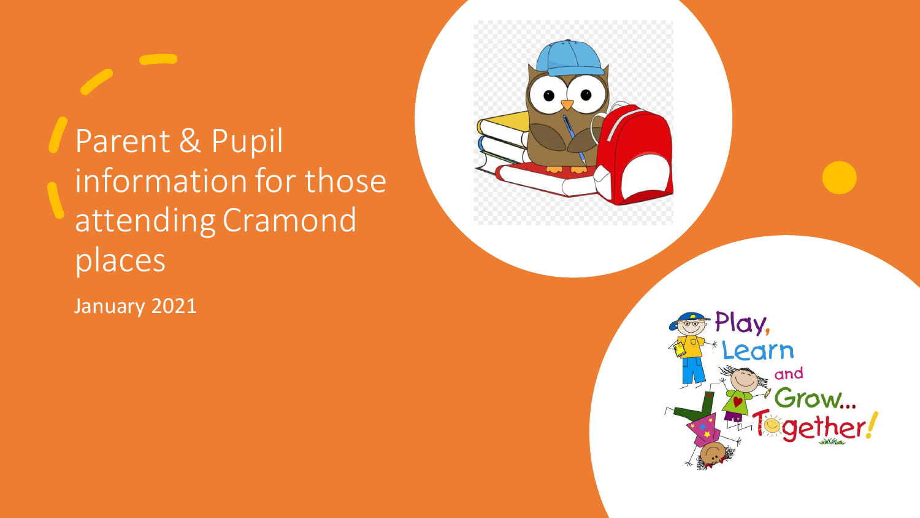# Parent & Pupil information for those attending Cramond places

January 2021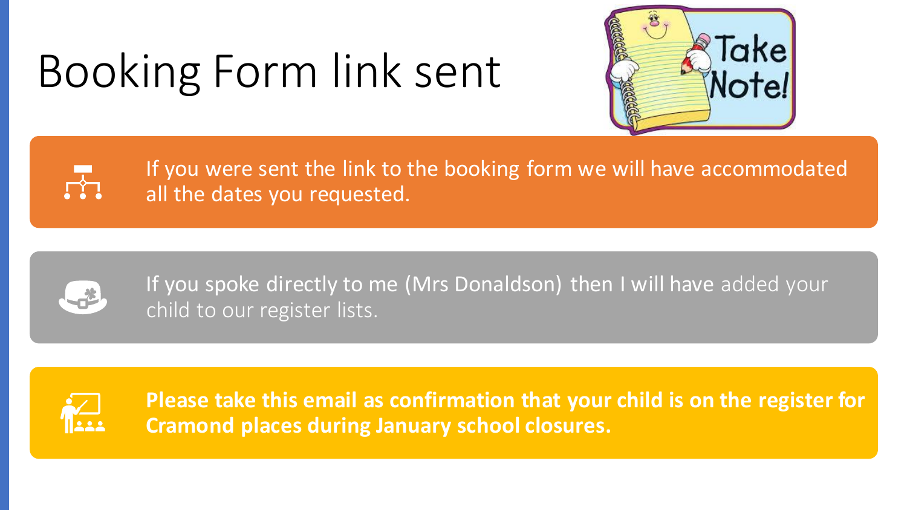# Booking Form link sent

If you were sent the link to the booking form we will have accommodated all the dates you requested.

If you spoke directly to me (Mrs Donaldson) then I will have added your child to our register lists.

**Please take this email as confirmation that your child is on the register for Cramond places during January school closures.**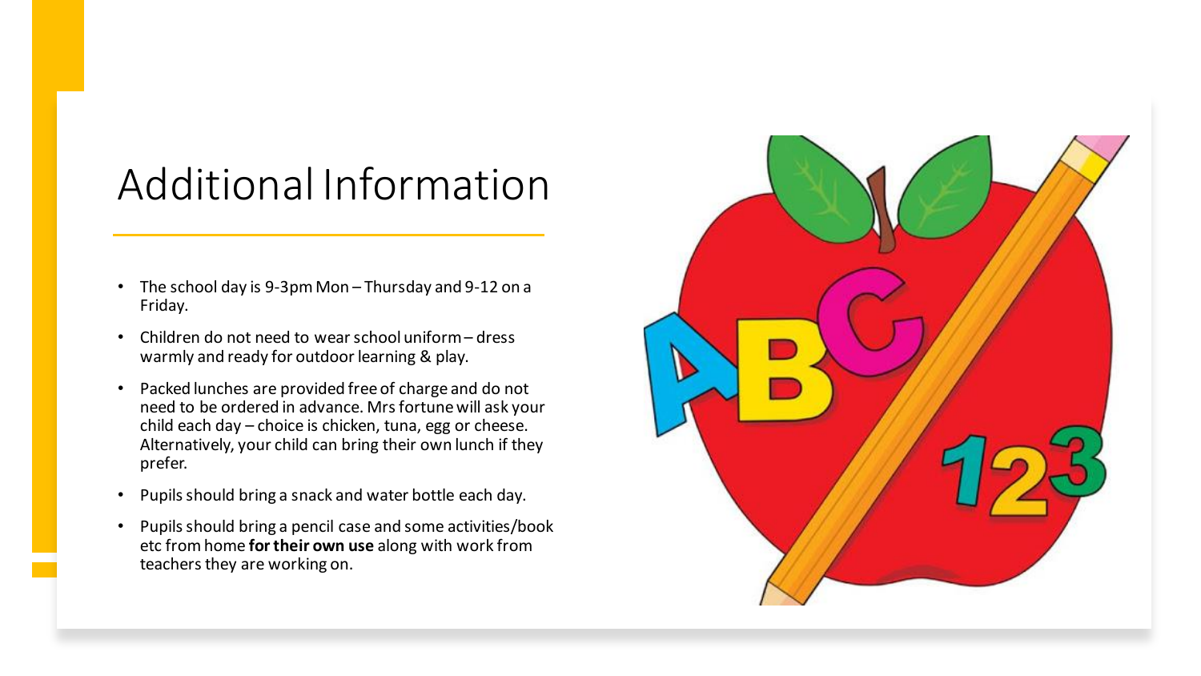# Additional Information

- The school day is 9-3pm Mon – Thursday and 9-12 on a Friday.
- Children do not need to wear school uniform – dress warmly and ready for outdoor learning & play.
- Packed lunches are provided free of charge and do not need to be ordered in advance. Mrs fortune will ask your child each day – choice is chicken, tuna, egg or cheese. Alternatively, your child can bring their own lunch if they prefer.
- Pupils should bring a snack and water bottle each day.
- Pupils should bring a pencil case and some activities/book etc from home **for their own use** along with work from teachers they are working on.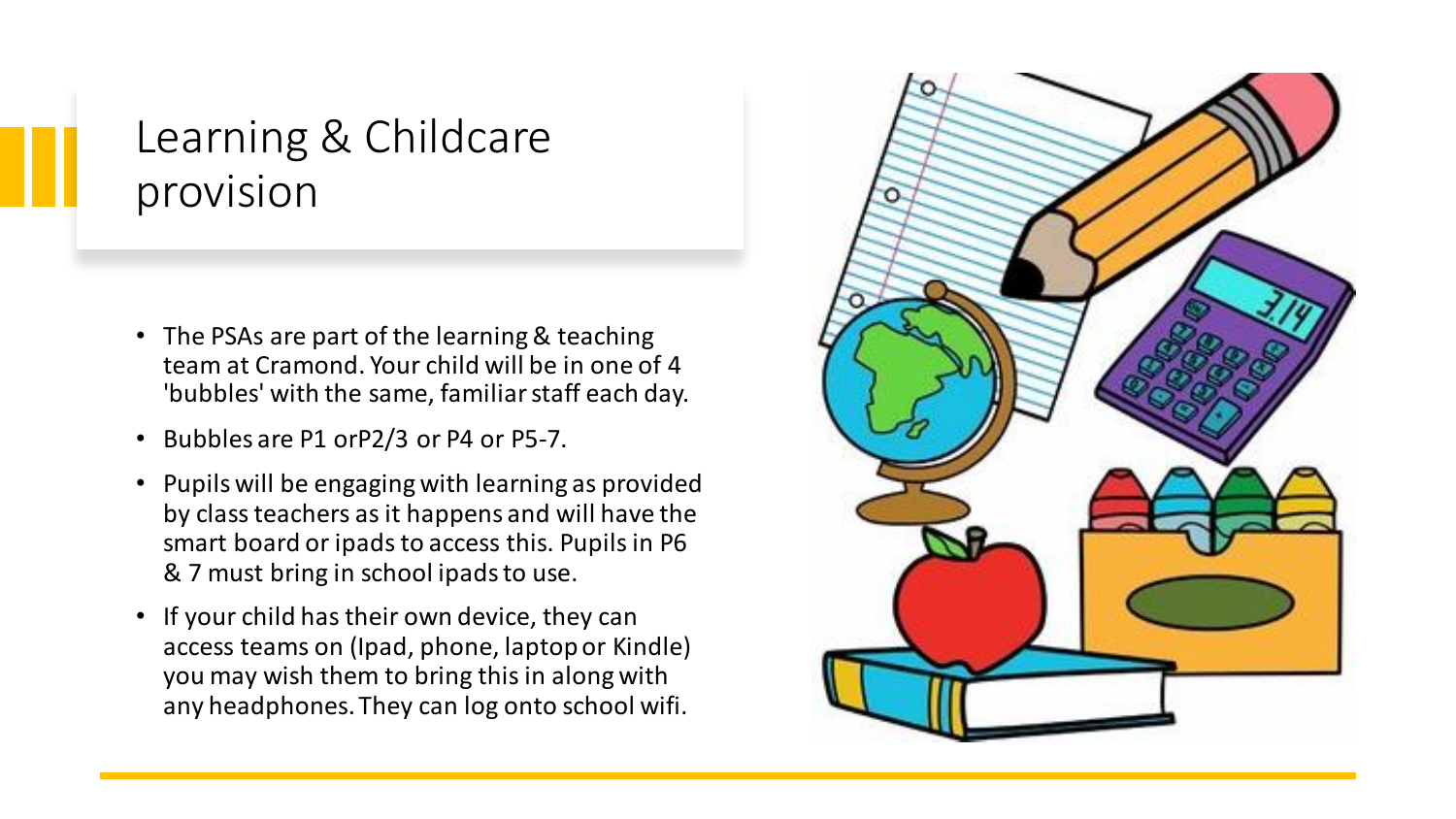# Learning & Childcare provision

- The PSAs are part of the learning & teaching team at Cramond. Your child will be in one of 4 'bubbles' with the same, familiar staff each day.
- Bubbles are P1 orP2/3 or P4 or P5-7.
- Pupils will be engaging with learning as provided by class teachers as it happens and will have the smart board or ipads to access this. Pupils in P6 & 7 must bring in school ipads to use.
- If your child has their own device, they can access teams on (Ipad, phone, laptop or Kindle) you may wish them to bring this in along with any headphones. They can log onto school wifi.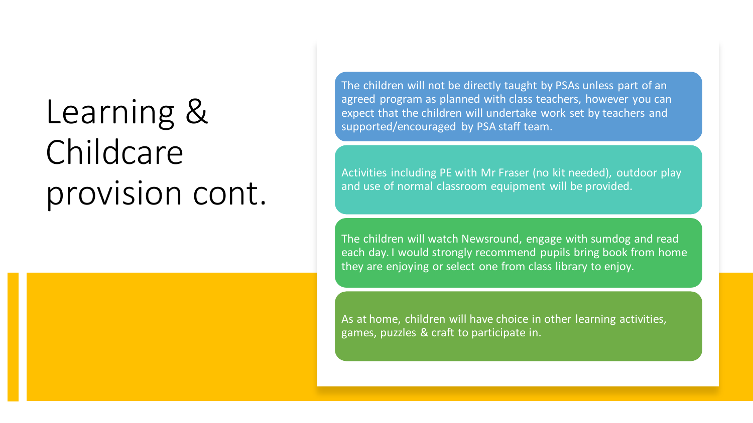# Learning & Childcare provision cont.

The children will not be directly taught by PSAs unless part of an agreed program as planned with class teachers, however you can expect that the children will undertake work set by teachers and supported/encouraged by PSA staff team.

Activities including PE with Mr Fraser (no kit needed), outdoor play and use of normal classroom equipment will be provided.

The children will watch Newsround, engage with sumdog and read each day. I would strongly recommend pupils bring book from home they are enjoying or select one from class library to enjoy.

As at home, children will have choice in other learning activities, games, puzzles & craft to participate in.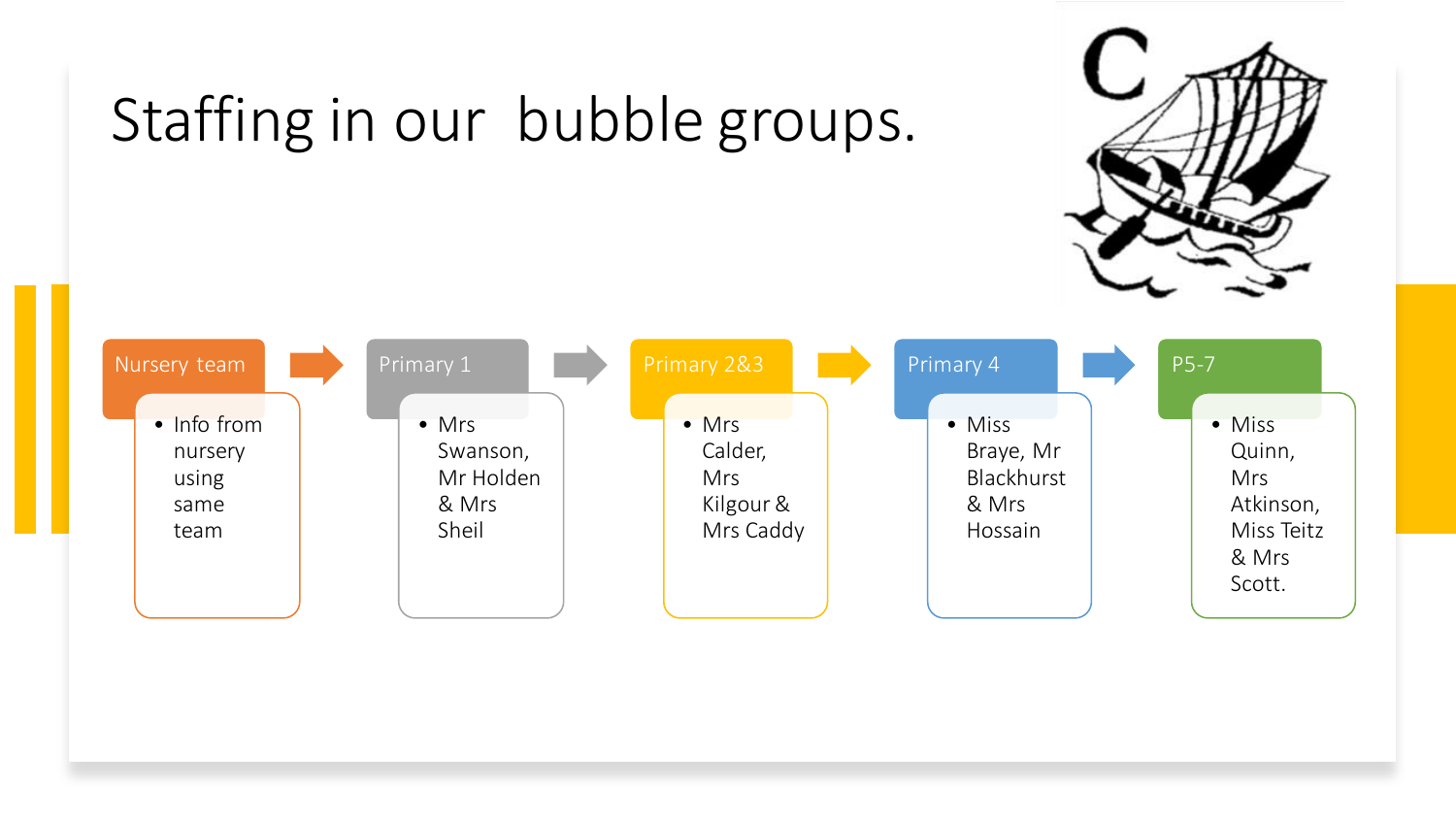# Staffing in our bubble groups.

- **Nursery team**
  - Info from nursery using same team
- **Primary 1**
  - Mrs Swanson, Mr Holden & Mrs Sheil
- **Primary 2&3**
  - Mrs Calder, Mrs Kilgour & Mrs Caddy
- **Primary 4**
  - Miss Braye, Mr Blackhurst & Mrs Hossain
- **P5-7**
  - Miss Quinn, Mrs Atkinson, Miss Teitz & Mrs Scott.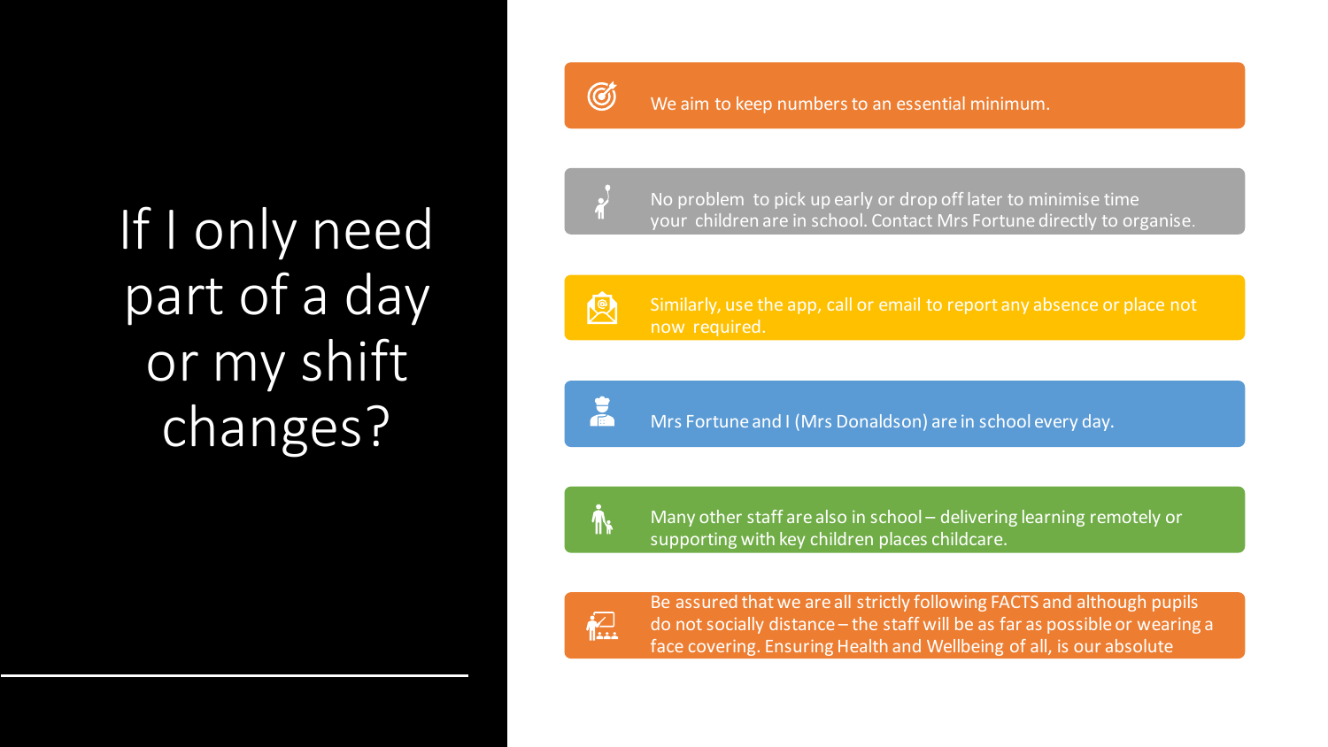# If I only need part of a day or my shift changes?

- We aim to keep numbers to an essential minimum.
- No problem to pick up early or drop off later to minimise time your children are in school. Contact Mrs Fortune directly to organise.
- Similarly, use the app, call or email to report any absence or place not now required.
- Mrs Fortune and I (Mrs Donaldson) are in school every day.
- Many other staff are also in school – delivering learning remotely or supporting with key children places childcare.
- Be assured that we are all strictly following FACTS and although pupils do not socially distance – the staff will be as far as possible or wearing a face covering. Ensuring Health and Wellbeing of all, is our absolute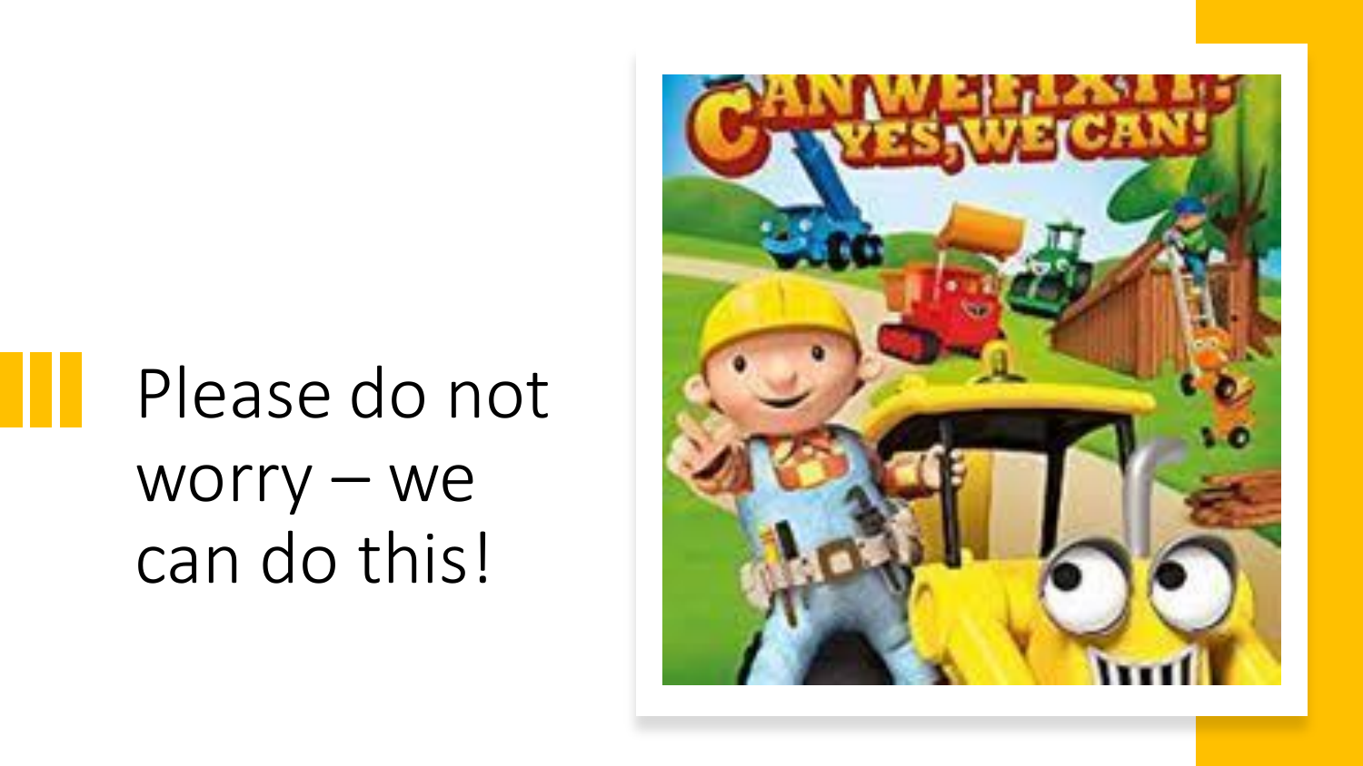Please do not worry – we can do this!